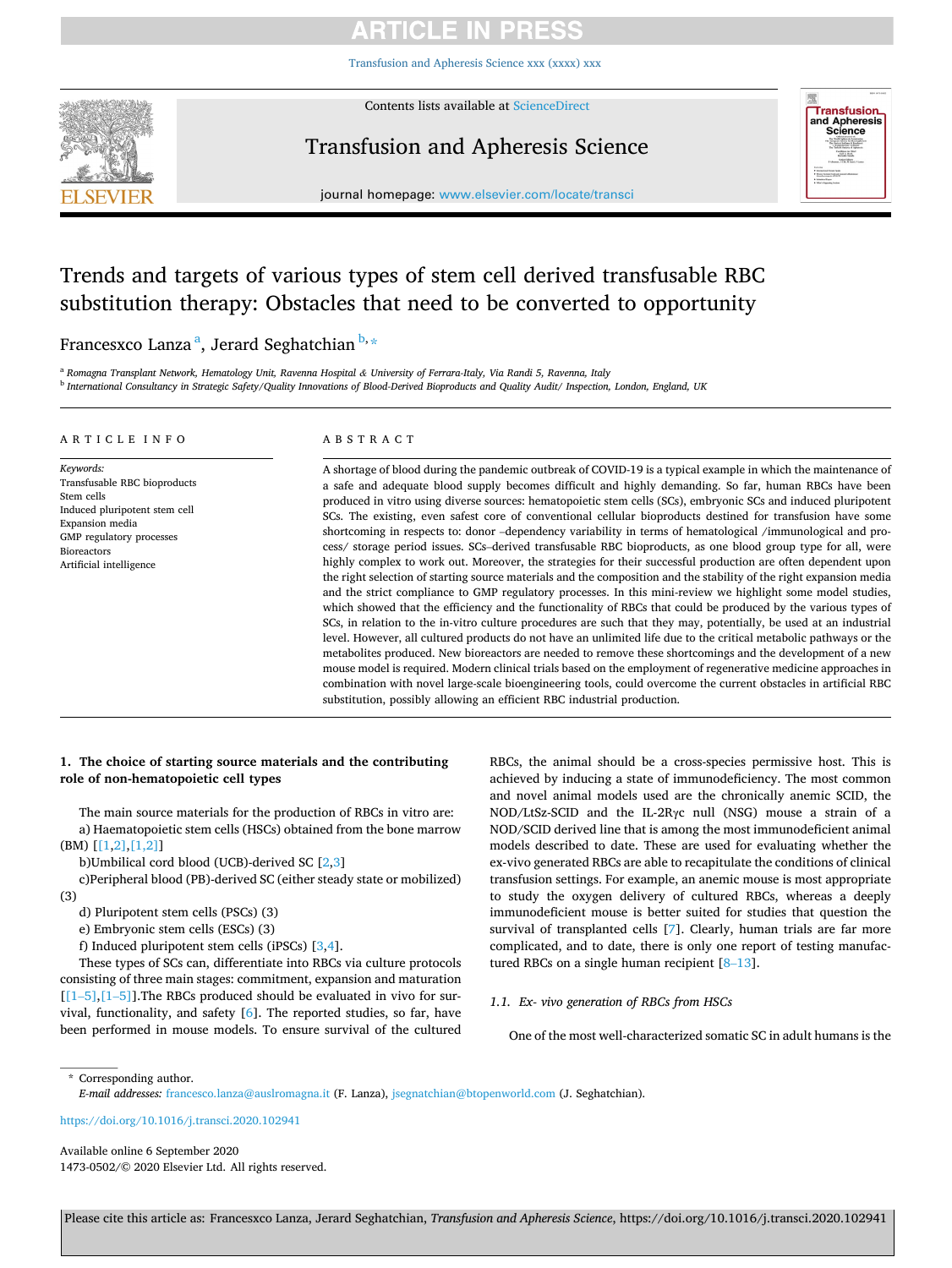# Trends and targets of various types of stem cell derived transfusable RBC substitution therapy: Obstacles that need to be converted to opportunity

Francesxco Lanza [a], Jerard Seghatchian [b,*]

[a] Romagna Transplant Network, Hematology Unit, Ravenna Hospital & University of Ferrara-Italy, Via Randi 5, Ravenna, Italy

[b] International Consultancy in Strategic Safety/Quality Innovations of Blood-Derived Bioproducts and Quality Audit/ Inspection, London, England, UK

## ARTICLE INFO

*Keywords:*
Transfusable RBC bioproducts
Stem cells
Induced pluripotent stem cell
Expansion media
GMP regulatory processes
Bioreactors
Artificial intelligence

## ABSTRACT

A shortage of blood during the pandemic outbreak of COVID-19 is a typical example in which the maintenance of a safe and adequate blood supply becomes difficult and highly demanding. So far, human RBCs have been produced in vitro using diverse sources: hematopoietic stem cells (SCs), embryonic SCs and induced pluripotent SCs. The existing, even safest core of conventional cellular bioproducts destined for transfusion have some shortcoming in respects to: donor –dependency variability in terms of hematological /immunological and process/ storage period issues. SCs–derived transfusable RBC bioproducts, as one blood group type for all, were highly complex to work out. Moreover, the strategies for their successful production are often dependent upon the right selection of starting source materials and the composition and the stability of the right expansion media and the strict compliance to GMP regulatory processes. In this mini-review we highlight some model studies, which showed that the efficiency and the functionality of RBCs that could be produced by the various types of SCs, in relation to the in-vitro culture procedures are such that they may, potentially, be used at an industrial level. However, all cultured products do not have an unlimited life due to the critical metabolic pathways or the metabolites produced. New bioreactors are needed to remove these shortcomings and the development of a new mouse model is required. Modern clinical trials based on the employment of regenerative medicine approaches in combination with novel large-scale bioengineering tools, could overcome the current obstacles in artificial RBC substitution, possibly allowing an efficient RBC industrial production.

## 1. The choice of starting source materials and the contributing role of non-hematopoietic cell types

The main source materials for the production of RBCs in vitro are:

a) Haematopoietic stem cells (HSCs) obtained from the bone marrow (BM) [[1,2],[1,2]]

b)Umbilical cord blood (UCB)-derived SC [2,3]

c)Peripheral blood (PB)-derived SC (either steady state or mobilized) (3)

d) Pluripotent stem cells (PSCs) (3)

e) Embryonic stem cells (ESCs) (3)

f) Induced pluripotent stem cells (iPSCs) [3,4].

These types of SCs, can differentiate into RBCs via culture protocols consisting of three main stages: commitment, expansion and maturation [[1–5],[1–5]].The RBCs produced should be evaluated in vivo for survival, functionality, and safety [6]. The reported studies, so far, have been performed in mouse models. To ensure survival of the cultured RBCs, the animal should be a cross-species permissive host. This is achieved by inducing a state of immunodeficiency. The most common and novel animal models used are the chronically anemic SCID, the NOD/LtSz-SCID and the IL-2Rγc null (NSG) mouse a strain of a NOD/SCID derived line that is among the most immunodeficient animal models described to date. These are used for evaluating whether the ex-vivo generated RBCs are able to recapitulate the conditions of clinical transfusion settings. For example, an anemic mouse is most appropriate to study the oxygen delivery of cultured RBCs, whereas a deeply immunodeficient mouse is better suited for studies that question the survival of transplanted cells [7]. Clearly, human trials are far more complicated, and to date, there is only one report of testing manufactured RBCs on a single human recipient [8–13].

### 1.1. Ex- vivo generation of RBCs from HSCs

One of the most well-characterized somatic SC in adult humans is the

* Corresponding author.
*E-mail addresses:* francesco.lanza@auslromagna.it (F. Lanza), jsegnatchian@btopenworld.com (J. Seghatchian).

https://doi.org/10.1016/j.transci.2020.102941

Available online 6 September 2020
1473-0502/© 2020 Elsevier Ltd. All rights reserved.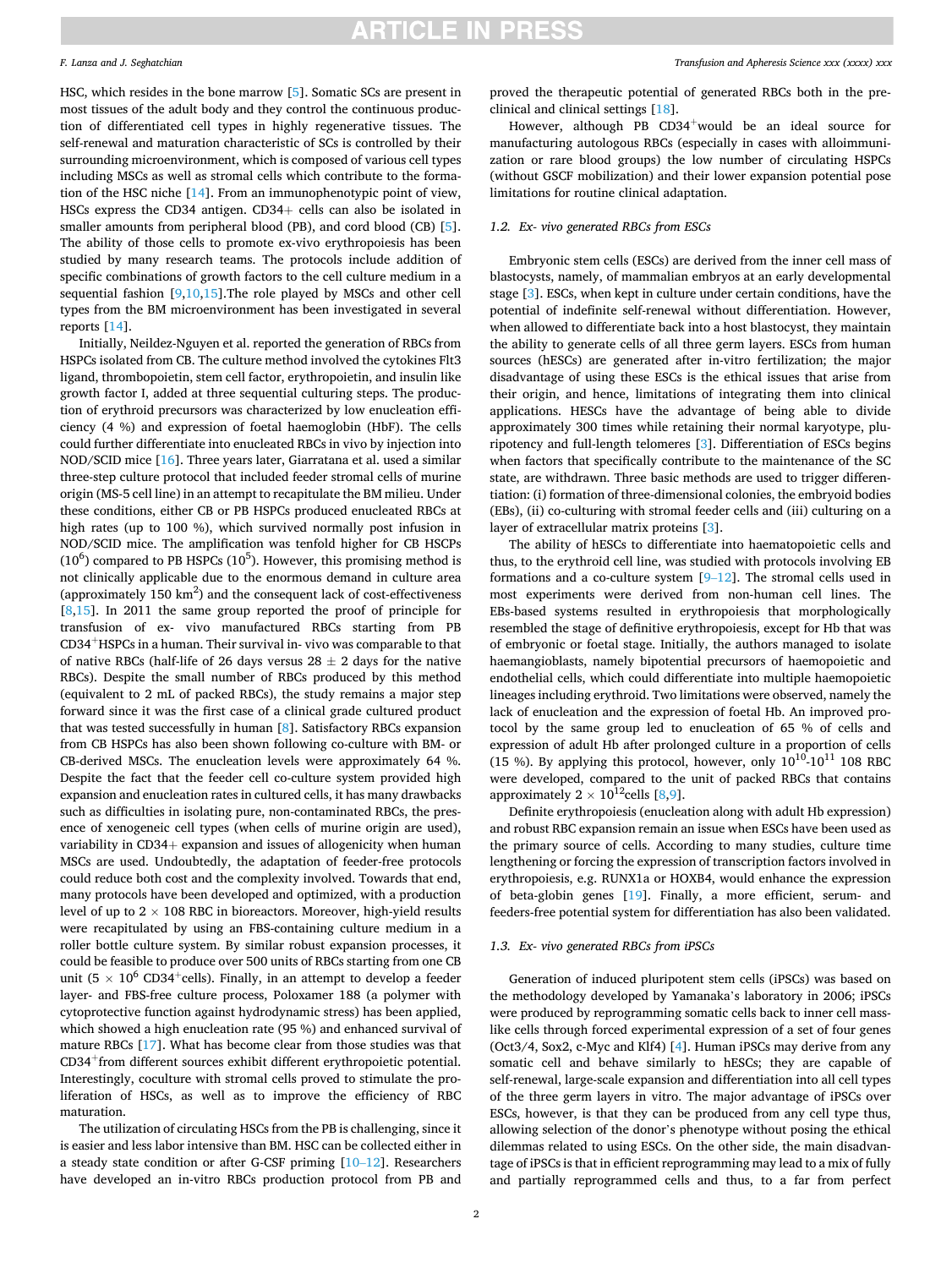HSC, which resides in the bone marrow [5]. Somatic SCs are present in most tissues of the adult body and they control the continuous production of differentiated cell types in highly regenerative tissues. The self-renewal and maturation characteristic of SCs is controlled by their surrounding microenvironment, which is composed of various cell types including MSCs as well as stromal cells which contribute to the formation of the HSC niche [14]. From an immunophenotypic point of view, HSCs express the CD34 antigen. CD34+ cells can also be isolated in smaller amounts from peripheral blood (PB), and cord blood (CB) [5]. The ability of those cells to promote ex-vivo erythropoiesis has been studied by many research teams. The protocols include addition of specific combinations of growth factors to the cell culture medium in a sequential fashion [9,10,15].The role played by MSCs and other cell types from the BM microenvironment has been investigated in several reports [14].

Initially, Neildez-Nguyen et al. reported the generation of RBCs from HSPCs isolated from CB. The culture method involved the cytokines Flt3 ligand, thrombopoietin, stem cell factor, erythropoietin, and insulin like growth factor I, added at three sequential culturing steps. The production of erythroid precursors was characterized by low enucleation efficiency (4 %) and expression of foetal haemoglobin (HbF). The cells could further differentiate into enucleated RBCs in vivo by injection into NOD/SCID mice [16]. Three years later, Giarratana et al. used a similar three-step culture protocol that included feeder stromal cells of murine origin (MS-5 cell line) in an attempt to recapitulate the BM milieu. Under these conditions, either CB or PB HSPCs produced enucleated RBCs at high rates (up to 100 %), which survived normally post infusion in NOD/SCID mice. The amplification was tenfold higher for CB HSCPs ($10^6$) compared to PB HSPCs ($10^5$). However, this promising method is not clinically applicable due to the enormous demand in culture area (approximately 150 $km^2$) and the consequent lack of cost-effectiveness [8,15]. In 2011 the same group reported the proof of principle for transfusion of ex- vivo manufactured RBCs starting from PB $CD34^+$HSPCs in a human. Their survival in- vivo was comparable to that of native RBCs (half-life of 26 days versus 28 ± 2 days for the native RBCs). Despite the small number of RBCs produced by this method (equivalent to 2 mL of packed RBCs), the study remains a major step forward since it was the first case of a clinical grade cultured product that was tested successfully in human [8]. Satisfactory RBCs expansion from CB HSPCs has also been shown following co-culture with BM- or CB-derived MSCs. The enucleation levels were approximately 64 %. Despite the fact that the feeder cell co-culture system provided high expansion and enucleation rates in cultured cells, it has many drawbacks such as difficulties in isolating pure, non-contaminated RBCs, the presence of xenogeneic cell types (when cells of murine origin are used), variability in CD34+ expansion and issues of allogenicity when human MSCs are used. Undoubtedly, the adaptation of feeder-free protocols could reduce both cost and the complexity involved. Towards that end, many protocols have been developed and optimized, with a production level of up to 2 × 108 RBC in bioreactors. Moreover, high-yield results were recapitulated by using an FBS-containing culture medium in a roller bottle culture system. By similar robust expansion processes, it could be feasible to produce over 500 units of RBCs starting from one CB unit ($5 \times 10^6$ $CD34^+$cells). Finally, in an attempt to develop a feeder layer- and FBS-free culture process, Poloxamer 188 (a polymer with cytoprotective function against hydrodynamic stress) has been applied, which showed a high enucleation rate (95 %) and enhanced survival of mature RBCs [17]. What has become clear from those studies was that $CD34^+$from different sources exhibit different erythropoietic potential. Interestingly, coculture with stromal cells proved to stimulate the proliferation of HSCs, as well as to improve the efficiency of RBC maturation.

The utilization of circulating HSCs from the PB is challenging, since it is easier and less labor intensive than BM. HSC can be collected either in a steady state condition or after G-CSF priming [10–12]. Researchers have developed an in-vitro RBCs production protocol from PB and proved the therapeutic potential of generated RBCs both in the preclinical and clinical settings [18].

However, although PB $CD34^+$would be an ideal source for manufacturing autologous RBCs (especially in cases with alloimmunization or rare blood groups) the low number of circulating HSPCs (without GSCF mobilization) and their lower expansion potential pose limitations for routine clinical adaptation.

### 1.2. Ex- vivo generated RBCs from ESCs

Embryonic stem cells (ESCs) are derived from the inner cell mass of blastocysts, namely, of mammalian embryos at an early developmental stage [3]. ESCs, when kept in culture under certain conditions, have the potential of indefinite self-renewal without differentiation. However, when allowed to differentiate back into a host blastocyst, they maintain the ability to generate cells of all three germ layers. ESCs from human sources (hESCs) are generated after in-vitro fertilization; the major disadvantage of using these ESCs is the ethical issues that arise from their origin, and hence, limitations of integrating them into clinical applications. HESCs have the advantage of being able to divide approximately 300 times while retaining their normal karyotype, pluripotency and full-length telomeres [3]. Differentiation of ESCs begins when factors that specifically contribute to the maintenance of the SC state, are withdrawn. Three basic methods are used to trigger differentiation: (i) formation of three-dimensional colonies, the embryoid bodies (EBs), (ii) co-culturing with stromal feeder cells and (iii) culturing on a layer of extracellular matrix proteins [3].

The ability of hESCs to differentiate into haematopoietic cells and thus, to the erythroid cell line, was studied with protocols involving EB formations and a co-culture system [9–12]. The stromal cells used in most experiments were derived from non-human cell lines. The EBs-based systems resulted in erythropoiesis that morphologically resembled the stage of definitive erythropoiesis, except for Hb that was of embryonic or foetal stage. Initially, the authors managed to isolate haemangioblasts, namely bipotential precursors of haemopoietic and endothelial cells, which could differentiate into multiple haemopoietic lineages including erythroid. Two limitations were observed, namely the lack of enucleation and the expression of foetal Hb. An improved protocol by the same group led to enucleation of 65 % of cells and expression of adult Hb after prolonged culture in a proportion of cells (15 %). By applying this protocol, however, only $10^{10}$-$10^{11}$ 108 RBC were developed, compared to the unit of packed RBCs that contains approximately $2 \times 10^{12}$cells [8,9].

Definite erythropoiesis (enucleation along with adult Hb expression) and robust RBC expansion remain an issue when ESCs have been used as the primary source of cells. According to many studies, culture time lengthening or forcing the expression of transcription factors involved in erythropoiesis, e.g. RUNX1a or HOXB4, would enhance the expression of beta-globin genes [19]. Finally, a more efficient, serum- and feeders-free potential system for differentiation has also been validated.

### 1.3. Ex- vivo generated RBCs from iPSCs

Generation of induced pluripotent stem cells (iPSCs) was based on the methodology developed by Yamanaka's laboratory in 2006; iPSCs were produced by reprogramming somatic cells back to inner cell mass-like cells through forced experimental expression of a set of four genes (Oct3/4, Sox2, c-Myc and Klf4) [4]. Human iPSCs may derive from any somatic cell and behave similarly to hESCs; they are capable of self-renewal, large-scale expansion and differentiation into all cell types of the three germ layers in vitro. The major advantage of iPSCs over ESCs, however, is that they can be produced from any cell type thus, allowing selection of the donor's phenotype without posing the ethical dilemmas related to using ESCs. On the other side, the main disadvantage of iPSCs is that in efficient reprogramming may lead to a mix of fully and partially reprogrammed cells and thus, to a far from perfect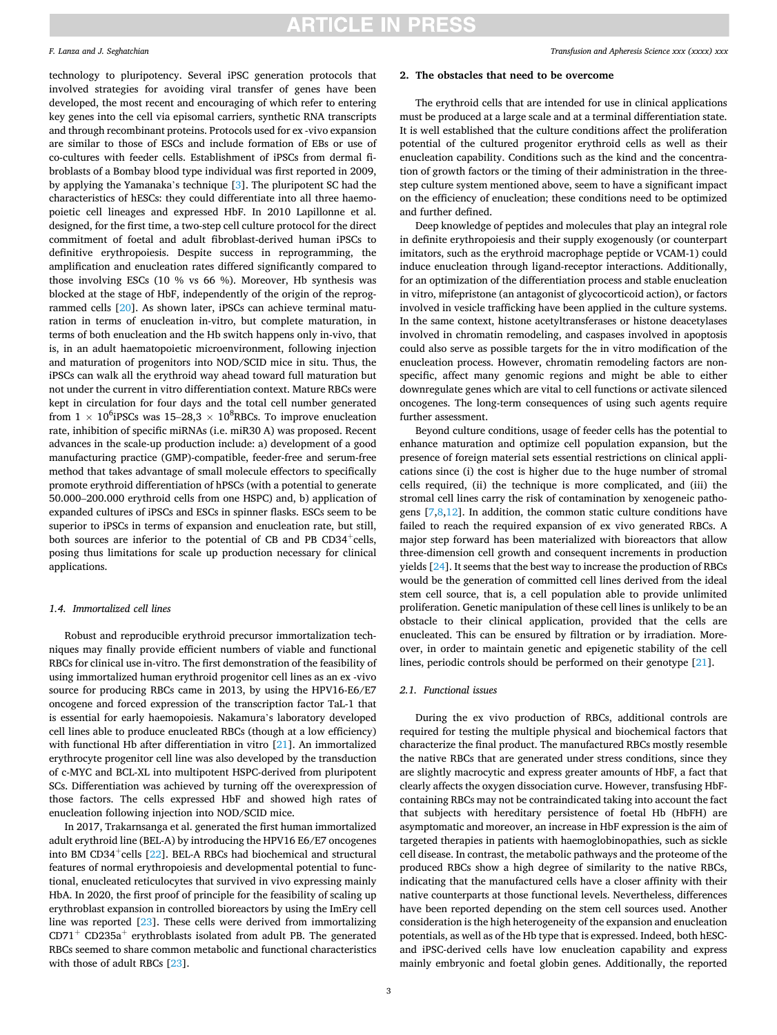technology to pluripotency. Several iPSC generation protocols that involved strategies for avoiding viral transfer of genes have been developed, the most recent and encouraging of which refer to entering key genes into the cell via episomal carriers, synthetic RNA transcripts and through recombinant proteins. Protocols used for ex -vivo expansion are similar to those of ESCs and include formation of EBs or use of co-cultures with feeder cells. Establishment of iPSCs from dermal fibroblasts of a Bombay blood type individual was first reported in 2009, by applying the Yamanaka's technique [3]. The pluripotent SC had the characteristics of hESCs: they could differentiate into all three haemopoietic cell lineages and expressed HbF. In 2010 Lapillonne et al. designed, for the first time, a two-step cell culture protocol for the direct commitment of foetal and adult fibroblast-derived human iPSCs to definitive erythropoiesis. Despite success in reprogramming, the amplification and enucleation rates differed significantly compared to those involving ESCs (10 % vs 66 %). Moreover, Hb synthesis was blocked at the stage of HbF, independently of the origin of the reprogrammed cells [20]. As shown later, iPSCs can achieve terminal maturation in terms of enucleation in-vitro, but complete maturation, in terms of both enucleation and the Hb switch happens only in-vivo, that is, in an adult haematopoietic microenvironment, following injection and maturation of progenitors into NOD/SCID mice in situ. Thus, the iPSCs can walk all the erythroid way ahead toward full maturation but not under the current in vitro differentiation context. Mature RBCs were kept in circulation for four days and the total cell number generated from $1 \times 10^6$iPSCs was 15–28,3 $\times$ $10^8$RBCs. To improve enucleation rate, inhibition of specific miRNAs (i.e. miR30 A) was proposed. Recent advances in the scale-up production include: a) development of a good manufacturing practice (GMP)-compatible, feeder-free and serum-free method that takes advantage of small molecule effectors to specifically promote erythroid differentiation of hPSCs (with a potential to generate 50.000–200.000 erythroid cells from one HSPC) and, b) application of expanded cultures of iPSCs and ESCs in spinner flasks. ESCs seem to be superior to iPSCs in terms of expansion and enucleation rate, but still, both sources are inferior to the potential of CB and PB $CD34^+$cells, posing thus limitations for scale up production necessary for clinical applications.

### 1.4. Immortalized cell lines

Robust and reproducible erythroid precursor immortalization techniques may finally provide efficient numbers of viable and functional RBCs for clinical use in-vitro. The first demonstration of the feasibility of using immortalized human erythroid progenitor cell lines as an ex -vivo source for producing RBCs came in 2013, by using the HPV16-E6/E7 oncogene and forced expression of the transcription factor TaL-1 that is essential for early haemopoiesis. Nakamura's laboratory developed cell lines able to produce enucleated RBCs (though at a low efficiency) with functional Hb after differentiation in vitro [21]. An immortalized erythrocyte progenitor cell line was also developed by the transduction of c-MYC and BCL-XL into multipotent HSPC-derived from pluripotent SCs. Differentiation was achieved by turning off the overexpression of those factors. The cells expressed HbF and showed high rates of enucleation following injection into NOD/SCID mice.

In 2017, Trakarnsanga et al. generated the first human immortalized adult erythroid line (BEL-A) by introducing the HPV16 E6/E7 oncogenes into BM $CD34^+$cells [22]. BEL-A RBCs had biochemical and structural features of normal erythropoiesis and developmental potential to functional, enucleated reticulocytes that survived in vivo expressing mainly HbA. In 2020, the first proof of principle for the feasibility of scaling up erythroblast expansion in controlled bioreactors by using the ImEry cell line was reported [23]. These cells were derived from immortalizing $CD71^+$ $CD235a^+$ erythroblasts isolated from adult PB. The generated RBCs seemed to share common metabolic and functional characteristics with those of adult RBCs [23].

## 2. The obstacles that need to be overcome

The erythroid cells that are intended for use in clinical applications must be produced at a large scale and at a terminal differentiation state. It is well established that the culture conditions affect the proliferation potential of the cultured progenitor erythroid cells as well as their enucleation capability. Conditions such as the kind and the concentration of growth factors or the timing of their administration in the three-step culture system mentioned above, seem to have a significant impact on the efficiency of enucleation; these conditions need to be optimized and further defined.

Deep knowledge of peptides and molecules that play an integral role in definite erythropoiesis and their supply exogenously (or counterpart imitators, such as the erythroid macrophage peptide or VCAM-1) could induce enucleation through ligand-receptor interactions. Additionally, for an optimization of the differentiation process and stable enucleation in vitro, mifepristone (an antagonist of glycocorticoid action), or factors involved in vesicle trafficking have been applied in the culture systems. In the same context, histone acetyltransferases or histone deacetylases involved in chromatin remodeling, and caspases involved in apoptosis could also serve as possible targets for the in vitro modification of the enucleation process. However, chromatin remodeling factors are non-specific, affect many genomic regions and might be able to either downregulate genes which are vital to cell functions or activate silenced oncogenes. The long-term consequences of using such agents require further assessment.

Beyond culture conditions, usage of feeder cells has the potential to enhance maturation and optimize cell population expansion, but the presence of foreign material sets essential restrictions on clinical applications since (i) the cost is higher due to the huge number of stromal cells required, (ii) the technique is more complicated, and (iii) the stromal cell lines carry the risk of contamination by xenogeneic pathogens [7,8,12]. In addition, the common static culture conditions have failed to reach the required expansion of ex vivo generated RBCs. A major step forward has been materialized with bioreactors that allow three-dimension cell growth and consequent increments in production yields [24]. It seems that the best way to increase the production of RBCs would be the generation of committed cell lines derived from the ideal stem cell source, that is, a cell population able to provide unlimited proliferation. Genetic manipulation of these cell lines is unlikely to be an obstacle to their clinical application, provided that the cells are enucleated. This can be ensured by filtration or by irradiation. Moreover, in order to maintain genetic and epigenetic stability of the cell lines, periodic controls should be performed on their genotype [21].

### 2.1. Functional issues

During the ex vivo production of RBCs, additional controls are required for testing the multiple physical and biochemical factors that characterize the final product. The manufactured RBCs mostly resemble the native RBCs that are generated under stress conditions, since they are slightly macrocytic and express greater amounts of HbF, a fact that clearly affects the oxygen dissociation curve. However, transfusing HbF-containing RBCs may not be contraindicated taking into account the fact that subjects with hereditary persistence of foetal Hb (HbFH) are asymptomatic and moreover, an increase in HbF expression is the aim of targeted therapies in patients with haemoglobinopathies, such as sickle cell disease. In contrast, the metabolic pathways and the proteome of the produced RBCs show a high degree of similarity to the native RBCs, indicating that the manufactured cells have a closer affinity with their native counterparts at those functional levels. Nevertheless, differences have been reported depending on the stem cell sources used. Another consideration is the high heterogeneity of the expansion and enucleation potentials, as well as of the Hb type that is expressed. Indeed, both hESC- and iPSC-derived cells have low enucleation capability and express mainly embryonic and foetal globin genes. Additionally, the reported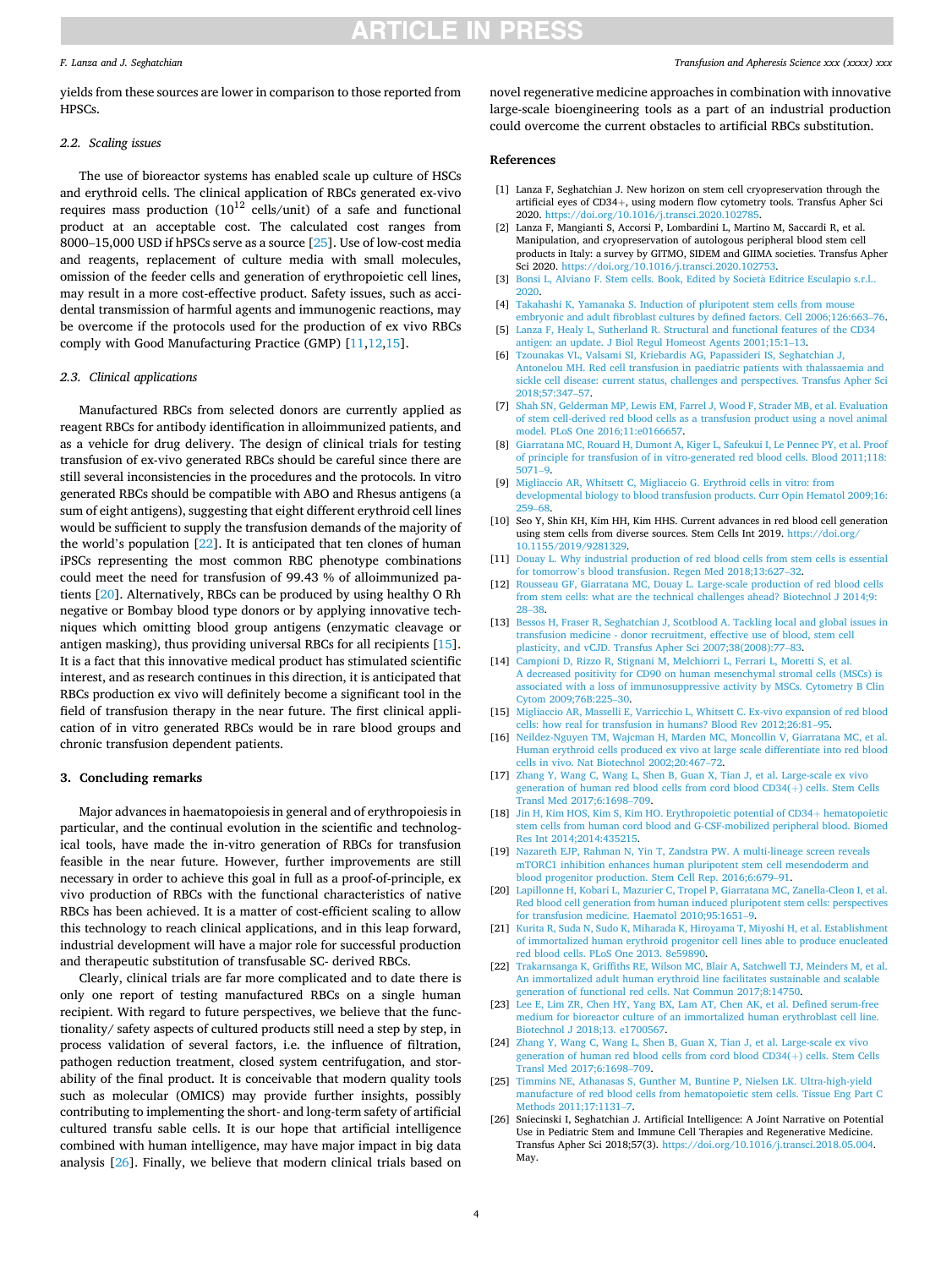yields from these sources are lower in comparison to those reported from HPSCs.

### 2.2. Scaling issues

The use of bioreactor systems has enabled scale up culture of HSCs and erythroid cells. The clinical application of RBCs generated ex-vivo requires mass production ($10^{12}$ cells/unit) of a safe and functional product at an acceptable cost. The calculated cost ranges from 8000–15,000 USD if hPSCs serve as a source [25]. Use of low-cost media and reagents, replacement of culture media with small molecules, omission of the feeder cells and generation of erythropoietic cell lines, may result in a more cost-effective product. Safety issues, such as accidental transmission of harmful agents and immunogenic reactions, may be overcome if the protocols used for the production of ex vivo RBCs comply with Good Manufacturing Practice (GMP) [11,12,15].

### 2.3. Clinical applications

Manufactured RBCs from selected donors are currently applied as reagent RBCs for antibody identification in alloimmunized patients, and as a vehicle for drug delivery. The design of clinical trials for testing transfusion of ex-vivo generated RBCs should be careful since there are still several inconsistencies in the procedures and the protocols. In vitro generated RBCs should be compatible with ABO and Rhesus antigens (a sum of eight antigens), suggesting that eight different erythroid cell lines would be sufficient to supply the transfusion demands of the majority of the world`s population [22]. It is anticipated that ten clones of human iPSCs representing the most common RBC phenotype combinations could meet the need for transfusion of 99.43 % of alloimmunized patients [20]. Alternatively, RBCs can be produced by using healthy O Rh negative or Bombay blood type donors or by applying innovative techniques which omitting blood group antigens (enzymatic cleavage or antigen masking), thus providing universal RBCs for all recipients [15]. It is a fact that this innovative medical product has stimulated scientific interest, and as research continues in this direction, it is anticipated that RBCs production ex vivo will definitely become a significant tool in the field of transfusion therapy in the near future. The first clinical application of in vitro generated RBCs would be in rare blood groups and chronic transfusion dependent patients.

## 3. Concluding remarks

Major advances in haematopoiesis in general and of erythropoiesis in particular, and the continual evolution in the scientific and technological tools, have made the in-vitro generation of RBCs for transfusion feasible in the near future. However, further improvements are still necessary in order to achieve this goal in full as a proof-of-principle, ex vivo production of RBCs with the functional characteristics of native RBCs has been achieved. It is a matter of cost-efficient scaling to allow this technology to reach clinical applications, and in this leap forward, industrial development will have a major role for successful production and therapeutic substitution of transfusable SC- derived RBCs.

Clearly, clinical trials are far more complicated and to date there is only one report of testing manufactured RBCs on a single human recipient. With regard to future perspectives, we believe that the functionality/ safety aspects of cultured products still need a step by step, in process validation of several factors, i.e. the influence of filtration, pathogen reduction treatment, closed system centrifugation, and storability of the final product. It is conceivable that modern quality tools such as molecular (OMICS) may provide further insights, possibly contributing to implementing the short- and long-term safety of artificial cultured transfu sable cells. It is our hope that artificial intelligence combined with human intelligence, may have major impact in big data analysis [26]. Finally, we believe that modern clinical trials based on novel regenerative medicine approaches in combination with innovative large-scale bioengineering tools as a part of an industrial production could overcome the current obstacles to artificial RBCs substitution.

## References

[1] Lanza F, Seghatchian J. New horizon on stem cell cryopreservation through the artificial eyes of CD34+, using modern flow cytometry tools. Transfus Apher Sci 2020. https://doi.org/10.1016/j.transci.2020.102785.

[2] Lanza F, Mangianti S, Accorsi P, Lombardini L, Martino M, Saccardi R, et al. Manipulation, and cryopreservation of autologous peripheral blood stem cell products in Italy: a survey by GITMO, SIDEM and GIIMA societies. Transfus Apher Sci 2020. https://doi.org/10.1016/j.transci.2020.102753.

[3] Bonsi L, Alviano F. Stem cells. Book, Edited by Società Editrice Esculapio s.r.l.. 2020.

[4] Takahashi K, Yamanaka S. Induction of pluripotent stem cells from mouse embryonic and adult fibroblast cultures by defined factors. Cell 2006;126:663–76.

[5] Lanza F, Healy L, Sutherland R. Structural and functional features of the CD34 antigen: an update. J Biol Regul Homeost Agents 2001;15:1–13.

[6] Tzounakas VL, Valsami SI, Kriebardis AG, Papassideri IS, Seghatchian J, Antonelou MH. Red cell transfusion in paediatric patients with thalassaemia and sickle cell disease: current status, challenges and perspectives. Transfus Apher Sci 2018;57:347–57.

[7] Shah SN, Gelderman MP, Lewis EM, Farrel J, Wood F, Strader MB, et al. Evaluation of stem cell-derived red blood cells as a transfusion product using a novel animal model. PLoS One 2016;11:e0166657.

[8] Giarratana MC, Rouard H, Dumont A, Kiger L, Safeukui I, Le Pennec PY, et al. Proof of principle for transfusion of in vitro-generated red blood cells. Blood 2011;118: 5071–9.

[9] Migliaccio AR, Whitsett C, Migliaccio G. Erythroid cells in vitro: from developmental biology to blood transfusion products. Curr Opin Hematol 2009;16: 259–68.

[10] Seo Y, Shin KH, Kim HH, Kim HHS. Current advances in red blood cell generation using stem cells from diverse sources. Stem Cells Int 2019. https://doi.org/10.1155/2019/9281329.

[11] Douay L. Why industrial production of red blood cells from stem cells is essential for tomorrow`s blood transfusion. Regen Med 2018;13:627–32.

[12] Rousseau GF, Giarratana MC, Douay L. Large-scale production of red blood cells from stem cells: what are the technical challenges ahead? Biotechnol J 2014;9: 28–38.

[13] Bessos H, Fraser R, Seghatchian J, Scotblood A. Tackling local and global issues in transfusion medicine - donor recruitment, effective use of blood, stem cell plasticity, and vCJD. Transfus Apher Sci 2007;38(2008):77–83.

[14] Campioni D, Rizzo R, Stignani M, Melchiorri L, Ferrari L, Moretti S, et al. A decreased positivity for CD90 on human mesenchymal stromal cells (MSCs) is associated with a loss of immunosuppressive activity by MSCs. Cytometry B Clin Cytom 2009;76B:225–30.

[15] Migliaccio AR, Masselli E, Varricchio L, Whitsett C. Ex-vivo expansion of red blood cells: how real for transfusion in humans? Blood Rev 2012;26:81–95.

[16] Neildez-Nguyen TM, Wajcman H, Marden MC, Moncollin V, Giarratana MC, et al. Human erythroid cells produced ex vivo at large scale differentiate into red blood cells in vivo. Nat Biotechnol 2002;20:467–72.

[17] Zhang Y, Wang C, Wang L, Shen B, Guan X, Tian J, et al. Large-scale ex vivo generation of human red blood cells from cord blood CD34(+) cells. Stem Cells Transl Med 2017;6:1698–709.

[18] Jin H, Kim HOS, Kim S, Kim HO. Erythropoietic potential of CD34+ hematopoietic stem cells from human cord blood and G-CSF-mobilized peripheral blood. Biomed Res Int 2014;2014:435215.

[19] Nazareth EJP, Rahman N, Yin T, Zandstra PW. A multi-lineage screen reveals mTORC1 inhibition enhances human pluripotent stem cell mesendoderm and blood progenitor production. Stem Cell Rep. 2016;6:679–91.

[20] Lapillonne H, Kobari L, Mazurier C, Tropel P, Giarratana MC, Zanella-Cleon I, et al. Red blood cell generation from human induced pluripotent stem cells: perspectives for transfusion medicine. Haematol 2010;95:1651–9.

[21] Kurita R, Suda N, Sudo K, Miharada K, Hiroyama T, Miyoshi H, et al. Establishment of immortalized human erythroid progenitor cell lines able to produce enucleated red blood cells. PLoS One 2013. 8e59890.

[22] Trakarnsanga K, Griffiths RE, Wilson MC, Blair A, Satchwell TJ, Meinders M, et al. An immortalized adult human erythroid line facilitates sustainable and scalable generation of functional red cells. Nat Commun 2017;8:14750.

[23] Lee E, Lim ZR, Chen HY, Yang BX, Lam AT, Chen AK, et al. Defined serum-free medium for bioreactor culture of an immortalized human erythroblast cell line. Biotechnol J 2018;13. e1700567.

[24] Zhang Y, Wang C, Wang L, Shen B, Guan X, Tian J, et al. Large-scale ex vivo generation of human red blood cells from cord blood CD34(+) cells. Stem Cells Transl Med 2017;6:1698–709.

[25] Timmins NE, Athanasas S, Gunther M, Buntine P, Nielsen LK. Ultra-high-yield manufacture of red blood cells from hematopoietic stem cells. Tissue Eng Part C Methods 2011;17:1131–7.

[26] Sniecinski I, Seghatchian J. Artificial Intelligence: A Joint Narrative on Potential Use in Pediatric Stem and Immune Cell Therapies and Regenerative Medicine. Transfus Apher Sci 2018;57(3). https://doi.org/10.1016/j.transci.2018.05.004. May.